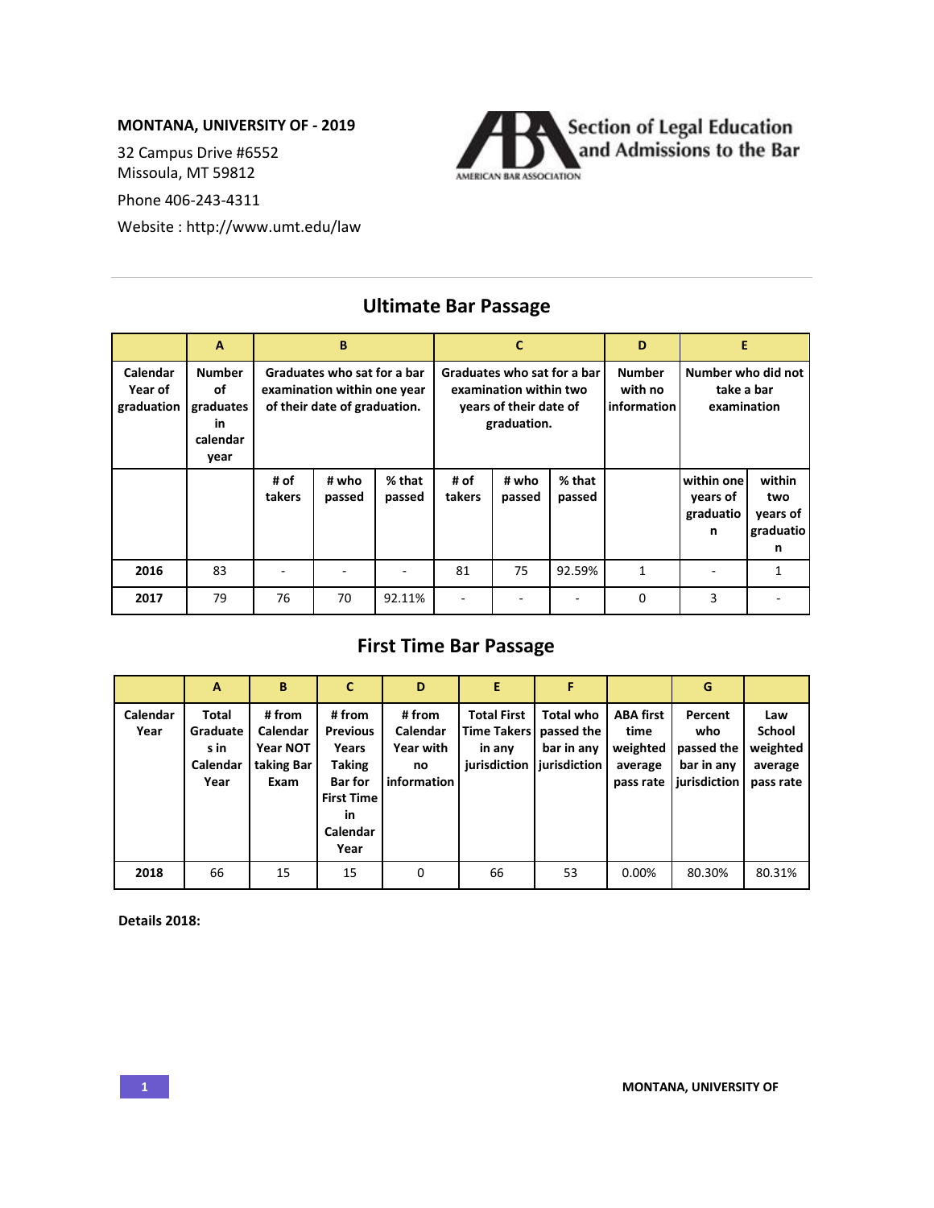**MONTANA, UNIVERSITY OF - 2019**

32 Campus Drive #6552
Missoula, MT 59812

Phone 406-243-4311

Website : http://www.umt.edu/law

Section of Legal Education and Admissions to the Bar

AMERICAN BAR ASSOCIATION

## Ultimate Bar Passage

| | A | B | | | C | | | D | E | |
|---|---|---|---|---|---|---|---|---|---|---|
| Calendar Year of graduation | Number of graduates in calendar year | Graduates who sat for a bar examination within one year of their date of graduation. | | | Graduates who sat for a bar examination within two years of their date of graduation. | | | Number with no information | Number who did not take a bar examination | |
| | | # of takers | # who passed | % that passed | # of takers | # who passed | % that passed | | within one years of graduation | within two years of graduation |
| 2016 | 83 | - | - | - | 81 | 75 | 92.59% | 1 | - | 1 |
| 2017 | 79 | 76 | 70 | 92.11% | - | - | - | 0 | 3 | - |

## First Time Bar Passage

| | A | B | C | D | E | F | | G | |
|---|---|---|---|---|---|---|---|---|---|
| Calendar Year | Total Graduates in Calendar Year | # from Calendar Year NOT taking Bar Exam | # from Previous Years Taking Bar for First Time in Calendar Year | # from Calendar Year with no information | Total First Time Takers in any jurisdiction | Total who passed the bar in any jurisdiction | ABA first time weighted average pass rate | Percent who passed the bar in any jurisdiction | Law School weighted average pass rate |
| 2018 | 66 | 15 | 15 | 0 | 66 | 53 | 0.00% | 80.30% | 80.31% |

**Details 2018:**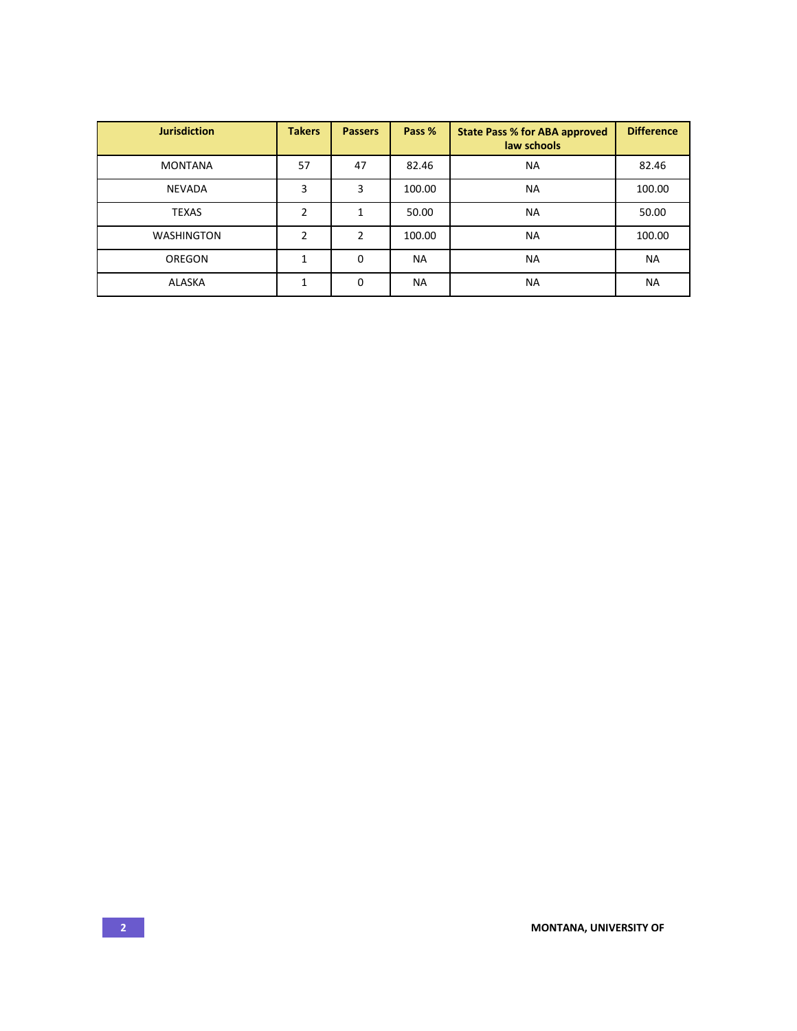| Jurisdiction | Takers | Passers | Pass % | State Pass % for ABA approved law schools | Difference |
| --- | --- | --- | --- | --- | --- |
| MONTANA | 57 | 47 | 82.46 | NA | 82.46 |
| NEVADA | 3 | 3 | 100.00 | NA | 100.00 |
| TEXAS | 2 | 1 | 50.00 | NA | 50.00 |
| WASHINGTON | 2 | 2 | 100.00 | NA | 100.00 |
| OREGON | 1 | 0 | NA | NA | NA |
| ALASKA | 1 | 0 | NA | NA | NA |